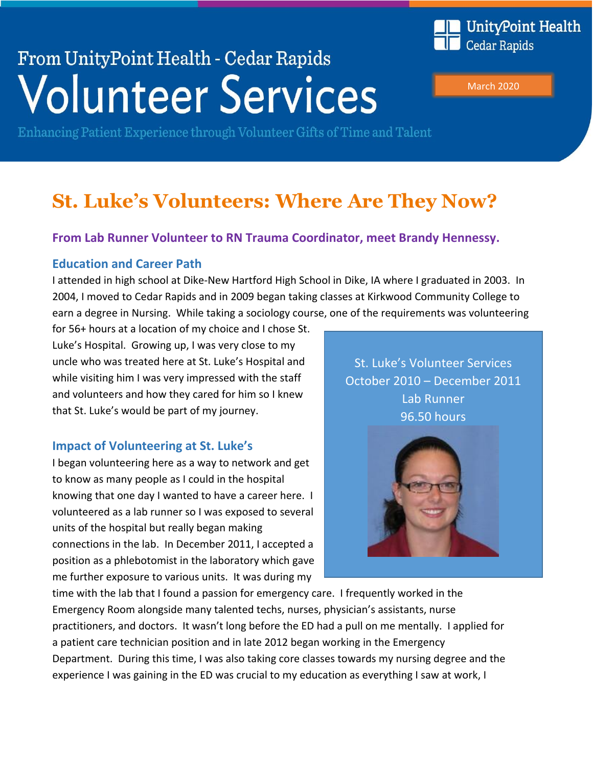From UnityPoint Health - Cedar Rapids

# Volunteer Services

Enhancing Patient Experience through Volunteer Gifts of Time and Talent

UnityPoint Health Cedar Rapids

March 2020

## St. Luke's Volunteers: Where Are They Now?

**From Lab Runner Volunteer to RN Trauma Coordinator, meet Brandy Hennessy.**

### Education and Career Path

I attended in high school at Dike-New Hartford High School in Dike, IA where I graduated in 2003. In 2004, I moved to Cedar Rapids and in 2009 began taking classes at Kirkwood Community College to earn a degree in Nursing. While taking a sociology course, one of the requirements was volunteering for 56+ hours at a location of my choice and I chose St. Luke's Hospital. Growing up, I was very close to my uncle who was treated here at St. Luke's Hospital and while visiting him I was very impressed with the staff and volunteers and how they cared for him so I knew that St. Luke's would be part of my journey.

St. Luke's Volunteer Services
October 2010 – December 2011
Lab Runner
96.50 hours

### Impact of Volunteering at St. Luke's

I began volunteering here as a way to network and get to know as many people as I could in the hospital knowing that one day I wanted to have a career here. I volunteered as a lab runner so I was exposed to several units of the hospital but really began making connections in the lab. In December 2011, I accepted a position as a phlebotomist in the laboratory which gave me further exposure to various units. It was during my time with the lab that I found a passion for emergency care. I frequently worked in the Emergency Room alongside many talented techs, nurses, physician's assistants, nurse practitioners, and doctors. It wasn't long before the ED had a pull on me mentally. I applied for a patient care technician position and in late 2012 began working in the Emergency Department. During this time, I was also taking core classes towards my nursing degree and the experience I was gaining in the ED was crucial to my education as everything I saw at work, I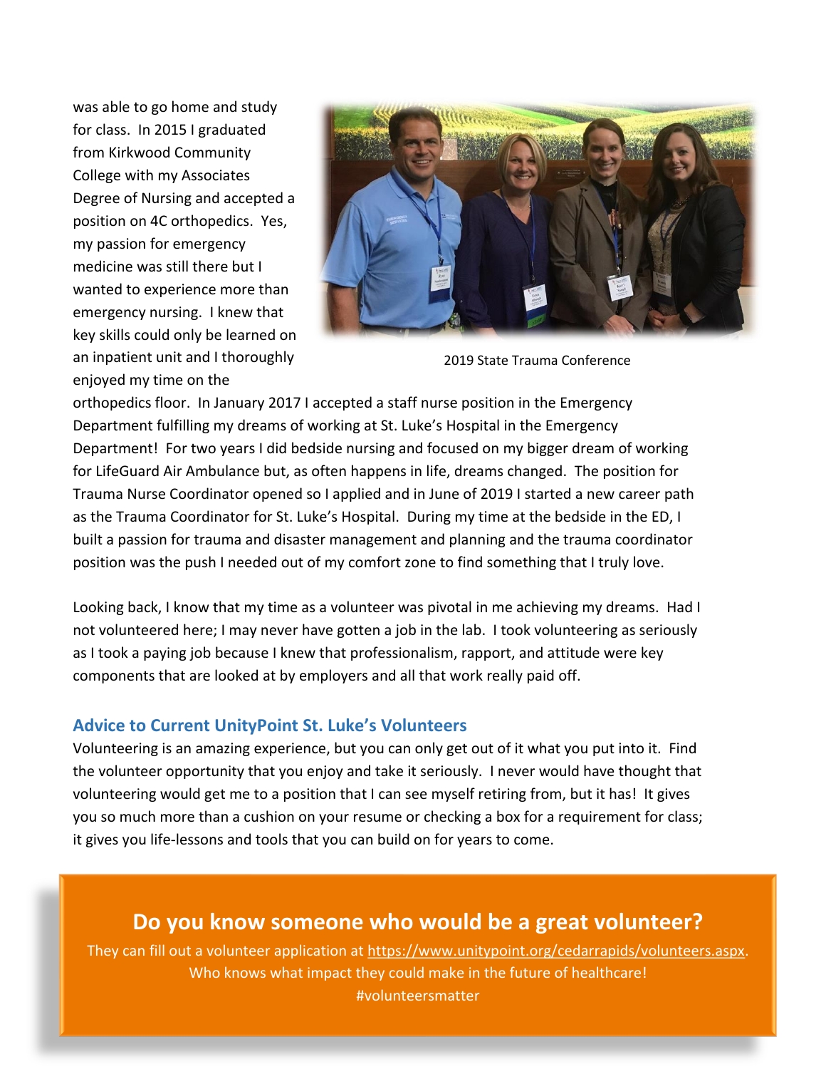was able to go home and study for class. In 2015 I graduated from Kirkwood Community College with my Associates Degree of Nursing and accepted a position on 4C orthopedics. Yes, my passion for emergency medicine was still there but I wanted to experience more than emergency nursing. I knew that key skills could only be learned on an inpatient unit and I thoroughly enjoyed my time on the orthopedics floor. In January 2017 I accepted a staff nurse position in the Emergency Department fulfilling my dreams of working at St. Luke's Hospital in the Emergency Department! For two years I did bedside nursing and focused on my bigger dream of working for LifeGuard Air Ambulance but, as often happens in life, dreams changed. The position for Trauma Nurse Coordinator opened so I applied and in June of 2019 I started a new career path as the Trauma Coordinator for St. Luke's Hospital. During my time at the bedside in the ED, I built a passion for trauma and disaster management and planning and the trauma coordinator position was the push I needed out of my comfort zone to find something that I truly love.

2019 State Trauma Conference

Looking back, I know that my time as a volunteer was pivotal in me achieving my dreams. Had I not volunteered here; I may never have gotten a job in the lab. I took volunteering as seriously as I took a paying job because I knew that professionalism, rapport, and attitude were key components that are looked at by employers and all that work really paid off.

## Advice to Current UnityPoint St. Luke's Volunteers

Volunteering is an amazing experience, but you can only get out of it what you put into it. Find the volunteer opportunity that you enjoy and take it seriously. I never would have thought that volunteering would get me to a position that I can see myself retiring from, but it has! It gives you so much more than a cushion on your resume or checking a box for a requirement for class; it gives you life-lessons and tools that you can build on for years to come.

## Do you know someone who would be a great volunteer?

They can fill out a volunteer application at https://www.unitypoint.org/cedarrapids/volunteers.aspx.
Who knows what impact they could make in the future of healthcare!
#volunteersmatter